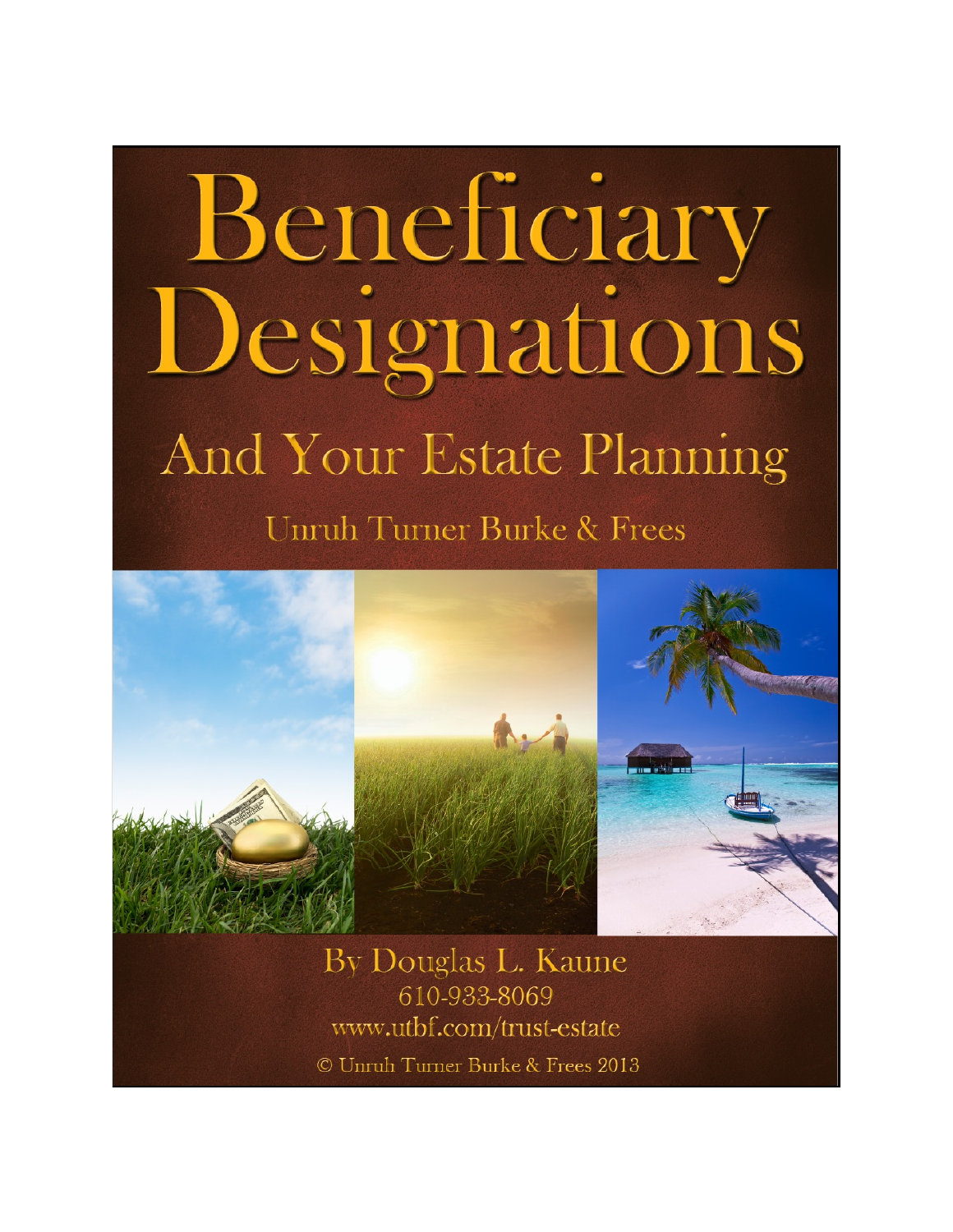# Beneficiary Designations

## And Your Estate Planning

### Unruh Turner Burke & Frees

By Douglas L. Kaune

610-933-8069

www.utbf.com/trust-estate

© Unruh Turner Burke & Frees 2013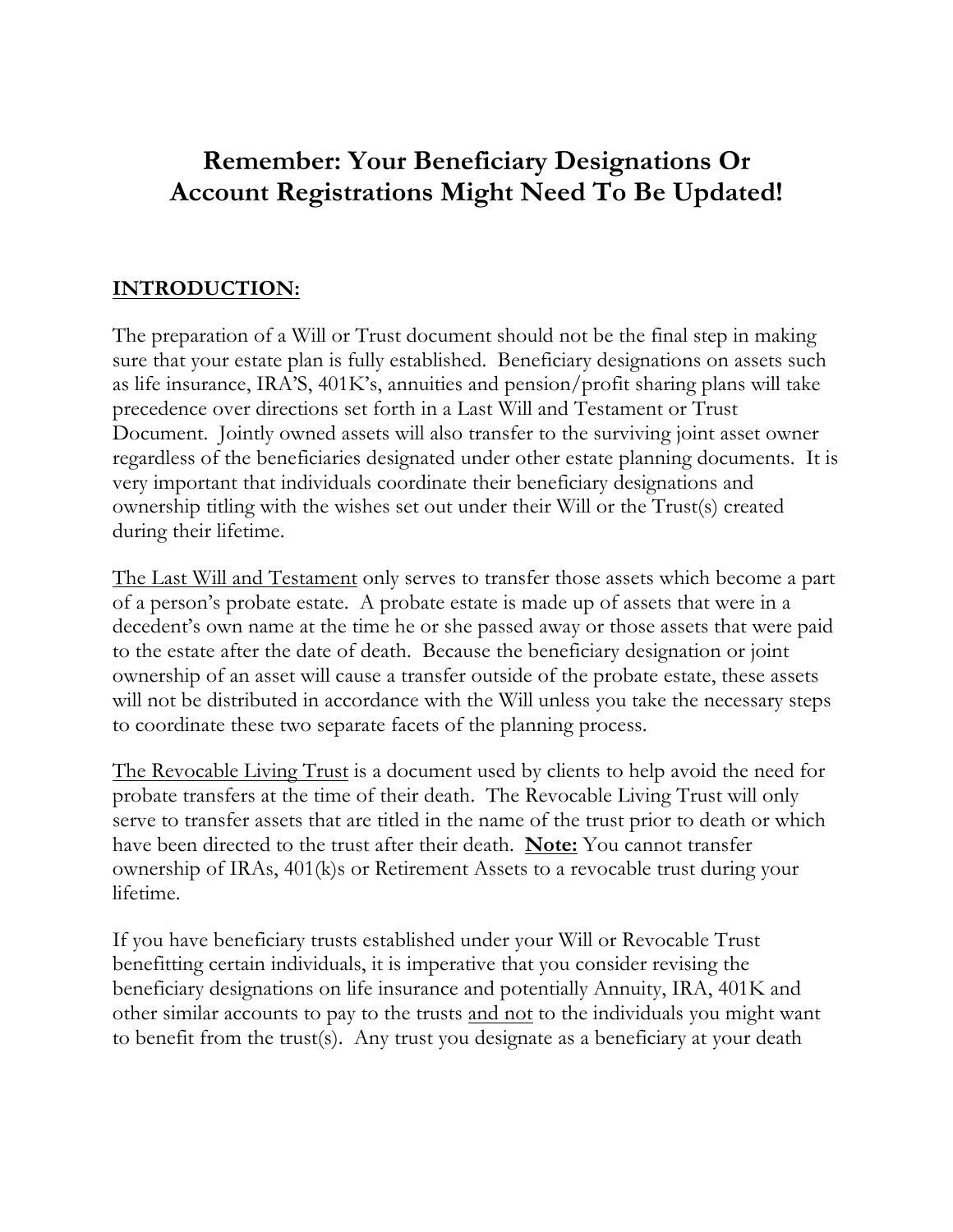# Remember: Your Beneficiary Designations Or Account Registrations Might Need To Be Updated!

## <u>INTRODUCTION:</u>

The preparation of a Will or Trust document should not be the final step in making sure that your estate plan is fully established. Beneficiary designations on assets such as life insurance, IRA'S, 401K's, annuities and pension/profit sharing plans will take precedence over directions set forth in a Last Will and Testament or Trust Document. Jointly owned assets will also transfer to the surviving joint asset owner regardless of the beneficiaries designated under other estate planning documents. It is very important that individuals coordinate their beneficiary designations and ownership titling with the wishes set out under their Will or the Trust(s) created during their lifetime.

<u>The Last Will and Testament</u> only serves to transfer those assets which become a part of a person's probate estate. A probate estate is made up of assets that were in a decedent's own name at the time he or she passed away or those assets that were paid to the estate after the date of death. Because the beneficiary designation or joint ownership of an asset will cause a transfer outside of the probate estate, these assets will not be distributed in accordance with the Will unless you take the necessary steps to coordinate these two separate facets of the planning process.

<u>The Revocable Living Trust</u> is a document used by clients to help avoid the need for probate transfers at the time of their death. The Revocable Living Trust will only serve to transfer assets that are titled in the name of the trust prior to death or which have been directed to the trust after their death. **<u>Note:</u>** You cannot transfer ownership of IRAs, 401(k)s or Retirement Assets to a revocable trust during your lifetime.

If you have beneficiary trusts established under your Will or Revocable Trust benefitting certain individuals, it is imperative that you consider revising the beneficiary designations on life insurance and potentially Annuity, IRA, 401K and other similar accounts to pay to the trusts <u>and not</u> to the individuals you might want to benefit from the trust(s). Any trust you designate as a beneficiary at your death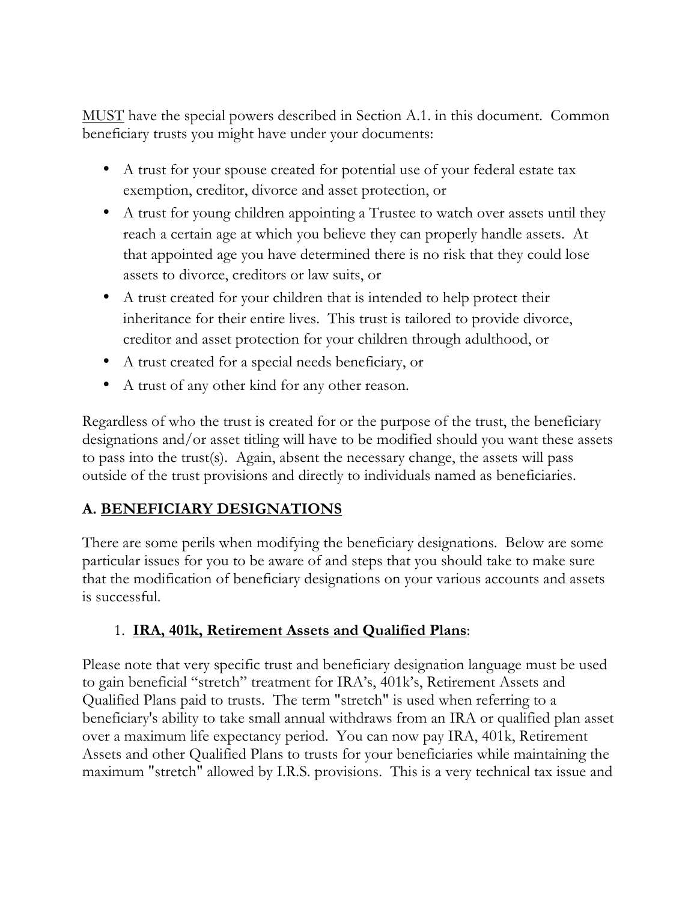<u>MUST</u> have the special powers described in Section A.1. in this document. Common beneficiary trusts you might have under your documents:

- A trust for your spouse created for potential use of your federal estate tax exemption, creditor, divorce and asset protection, or
- A trust for young children appointing a Trustee to watch over assets until they reach a certain age at which you believe they can properly handle assets. At that appointed age you have determined there is no risk that they could lose assets to divorce, creditors or law suits, or
- A trust created for your children that is intended to help protect their inheritance for their entire lives. This trust is tailored to provide divorce, creditor and asset protection for your children through adulthood, or
- A trust created for a special needs beneficiary, or
- A trust of any other kind for any other reason.

Regardless of who the trust is created for or the purpose of the trust, the beneficiary designations and/or asset titling will have to be modified should you want these assets to pass into the trust(s). Again, absent the necessary change, the assets will pass outside of the trust provisions and directly to individuals named as beneficiaries.

## A. <u>BENEFICIARY DESIGNATIONS</u>

There are some perils when modifying the beneficiary designations. Below are some particular issues for you to be aware of and steps that you should take to make sure that the modification of beneficiary designations on your various accounts and assets is successful.

### 1. <u>IRA, 401k, Retirement Assets and Qualified Plans</u>:

Please note that very specific trust and beneficiary designation language must be used to gain beneficial "stretch" treatment for IRA's, 401k's, Retirement Assets and Qualified Plans paid to trusts. The term "stretch" is used when referring to a beneficiary's ability to take small annual withdraws from an IRA or qualified plan asset over a maximum life expectancy period. You can now pay IRA, 401k, Retirement Assets and other Qualified Plans to trusts for your beneficiaries while maintaining the maximum "stretch" allowed by I.R.S. provisions. This is a very technical tax issue and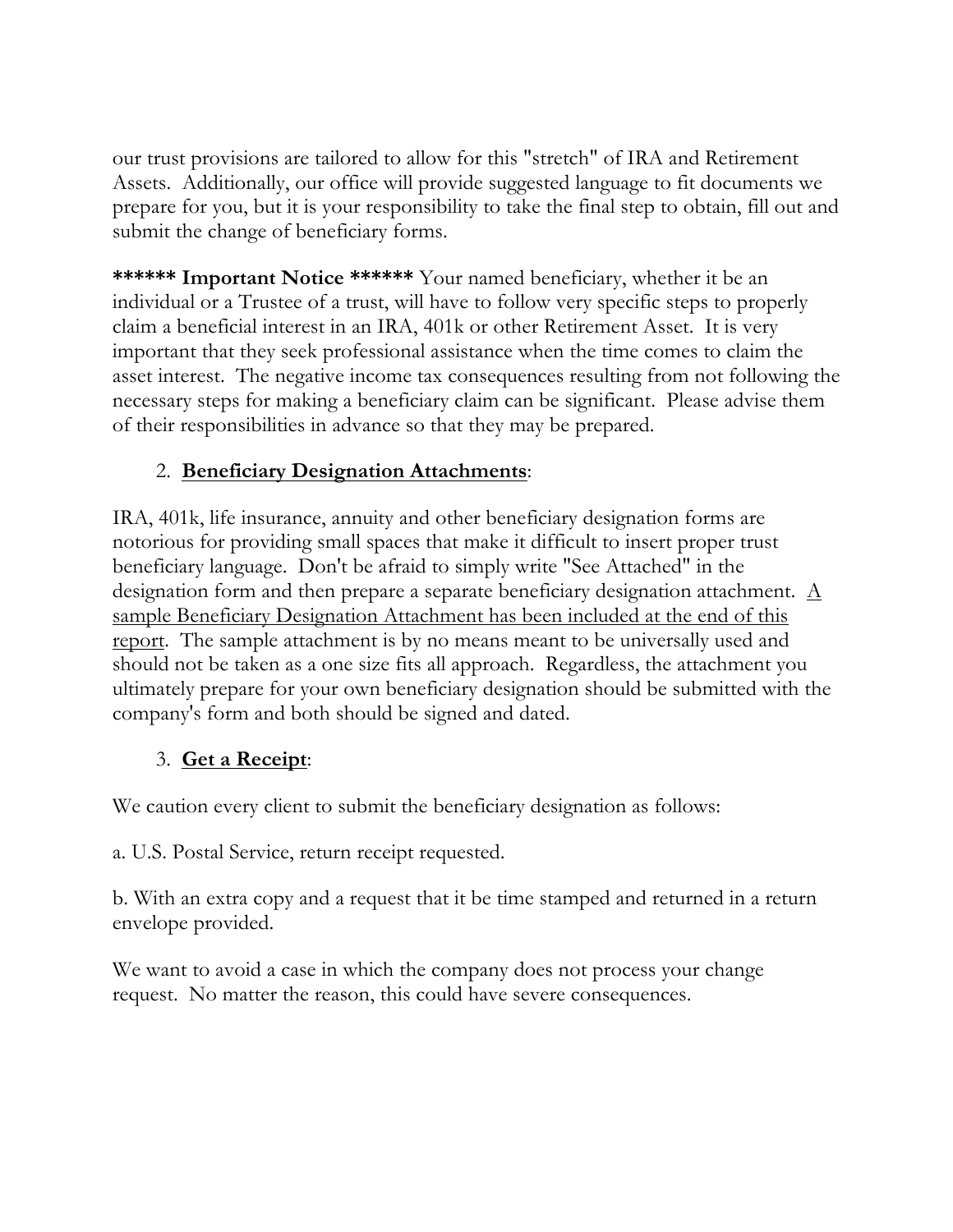our trust provisions are tailored to allow for this "stretch" of IRA and Retirement Assets. Additionally, our office will provide suggested language to fit documents we prepare for you, but it is your responsibility to take the final step to obtain, fill out and submit the change of beneficiary forms.

**\*\*\*\*\*\* Important Notice \*\*\*\*\*\*** Your named beneficiary, whether it be an individual or a Trustee of a trust, will have to follow very specific steps to properly claim a beneficial interest in an IRA, 401k or other Retirement Asset. It is very important that they seek professional assistance when the time comes to claim the asset interest. The negative income tax consequences resulting from not following the necessary steps for making a beneficiary claim can be significant. Please advise them of their responsibilities in advance so that they may be prepared.

2. **<u>Beneficiary Designation Attachments</u>**:

IRA, 401k, life insurance, annuity and other beneficiary designation forms are notorious for providing small spaces that make it difficult to insert proper trust beneficiary language. Don't be afraid to simply write "See Attached" in the designation form and then prepare a separate beneficiary designation attachment. <u>A sample Beneficiary Designation Attachment has been included at the end of this report</u>. The sample attachment is by no means meant to be universally used and should not be taken as a one size fits all approach. Regardless, the attachment you ultimately prepare for your own beneficiary designation should be submitted with the company's form and both should be signed and dated.

3. **<u>Get a Receipt</u>**:

We caution every client to submit the beneficiary designation as follows:

a. U.S. Postal Service, return receipt requested.

b. With an extra copy and a request that it be time stamped and returned in a return envelope provided.

We want to avoid a case in which the company does not process your change request. No matter the reason, this could have severe consequences.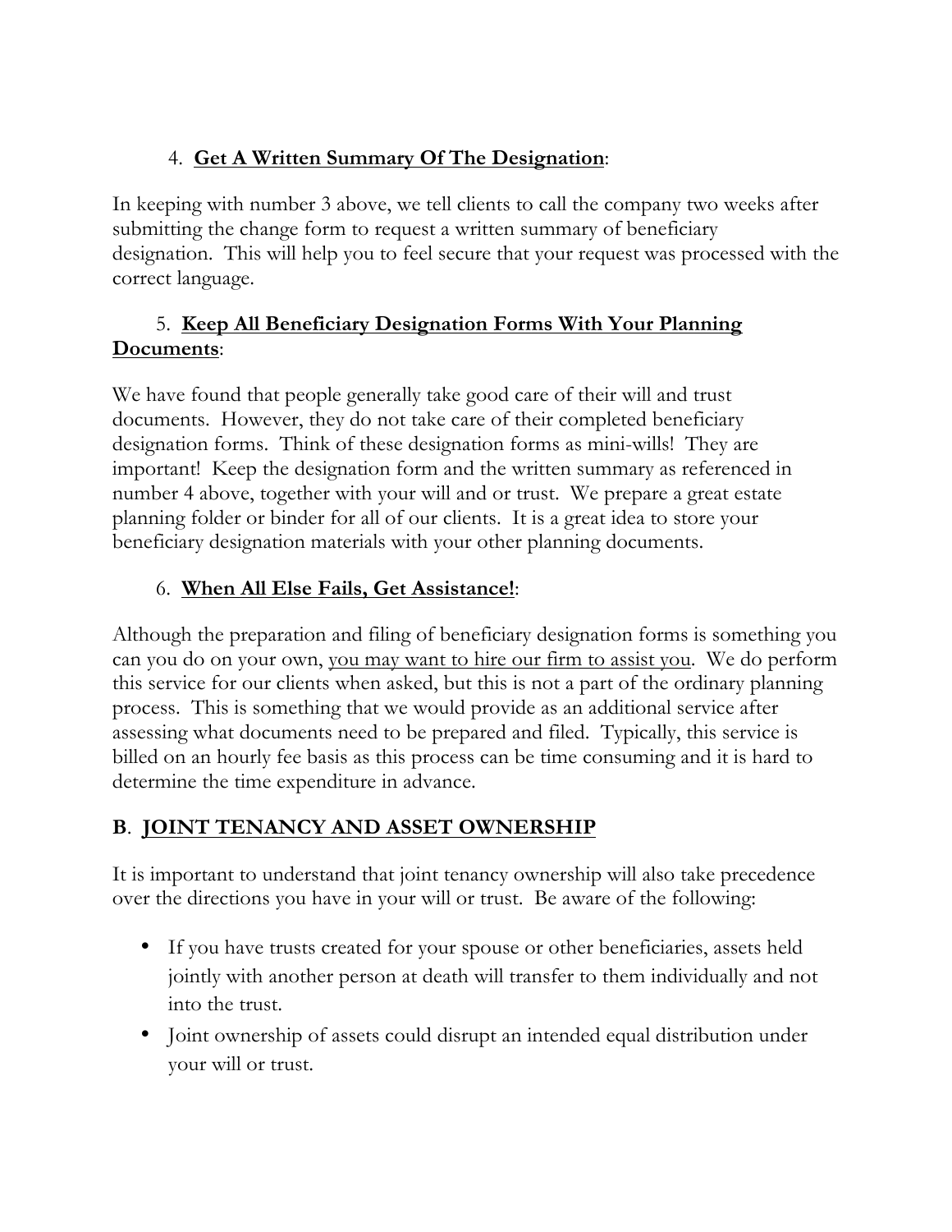4. **<u>Get A Written Summary Of The Designation</u>**:

In keeping with number 3 above, we tell clients to call the company two weeks after submitting the change form to request a written summary of beneficiary designation. This will help you to feel secure that your request was processed with the correct language.

5. **<u>Keep All Beneficiary Designation Forms With Your Planning Documents</u>**:

We have found that people generally take good care of their will and trust documents. However, they do not take care of their completed beneficiary designation forms. Think of these designation forms as mini-wills! They are important! Keep the designation form and the written summary as referenced in number 4 above, together with your will and or trust. We prepare a great estate planning folder or binder for all of our clients. It is a great idea to store your beneficiary designation materials with your other planning documents.

6. **<u>When All Else Fails, Get Assistance!</u>**:

Although the preparation and filing of beneficiary designation forms is something you can you do on your own, <u>you may want to hire our firm to assist you</u>. We do perform this service for our clients when asked, but this is not a part of the ordinary planning process. This is something that we would provide as an additional service after assessing what documents need to be prepared and filed. Typically, this service is billed on an hourly fee basis as this process can be time consuming and it is hard to determine the time expenditure in advance.

## B. <u>JOINT TENANCY AND ASSET OWNERSHIP</u>

It is important to understand that joint tenancy ownership will also take precedence over the directions you have in your will or trust. Be aware of the following:

- If you have trusts created for your spouse or other beneficiaries, assets held jointly with another person at death will transfer to them individually and not into the trust.
- Joint ownership of assets could disrupt an intended equal distribution under your will or trust.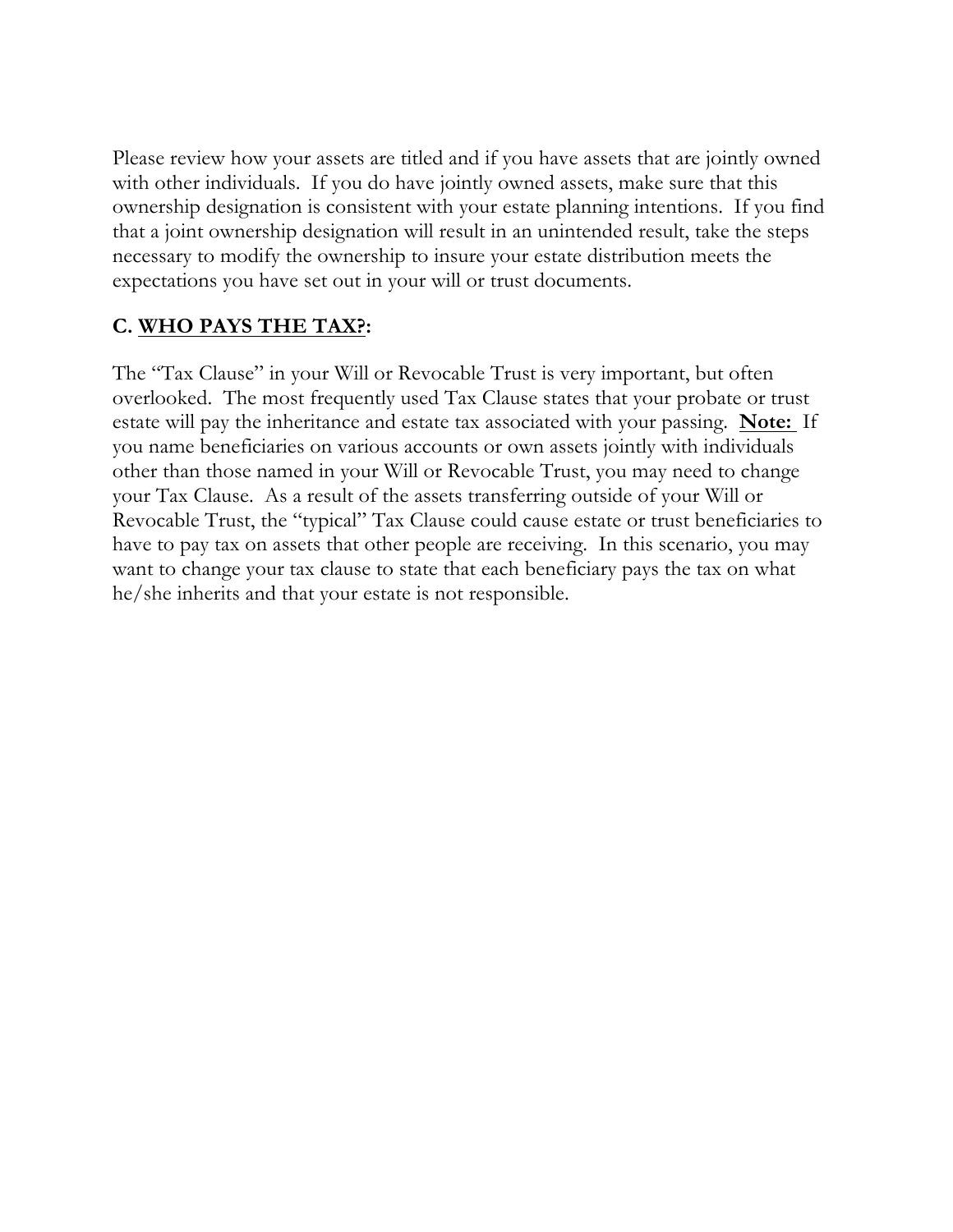Please review how your assets are titled and if you have assets that are jointly owned with other individuals. If you do have jointly owned assets, make sure that this ownership designation is consistent with your estate planning intentions. If you find that a joint ownership designation will result in an unintended result, take the steps necessary to modify the ownership to insure your estate distribution meets the expectations you have set out in your will or trust documents.

## C. <u>WHO PAYS THE TAX?</u>:

The "Tax Clause" in your Will or Revocable Trust is very important, but often overlooked. The most frequently used Tax Clause states that your probate or trust estate will pay the inheritance and estate tax associated with your passing. **<u>Note:</u>** If you name beneficiaries on various accounts or own assets jointly with individuals other than those named in your Will or Revocable Trust, you may need to change your Tax Clause. As a result of the assets transferring outside of your Will or Revocable Trust, the "typical" Tax Clause could cause estate or trust beneficiaries to have to pay tax on assets that other people are receiving. In this scenario, you may want to change your tax clause to state that each beneficiary pays the tax on what he/she inherits and that your estate is not responsible.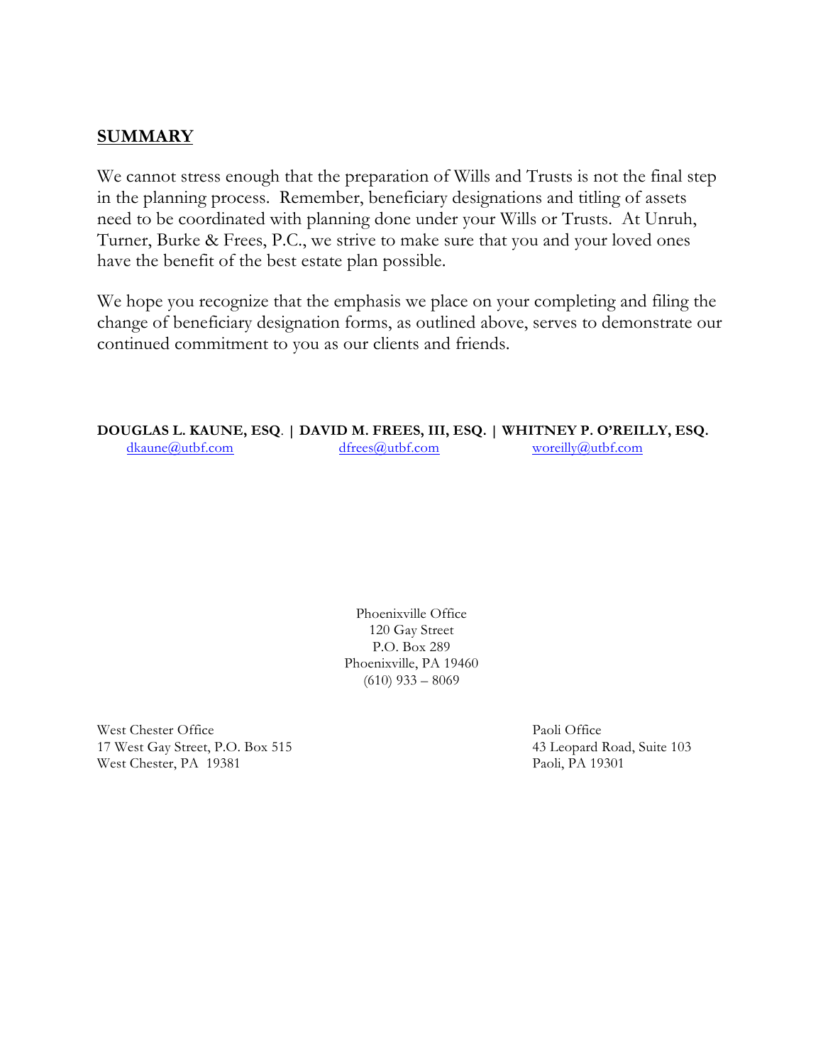**SUMMARY**

We cannot stress enough that the preparation of Wills and Trusts is not the final step in the planning process. Remember, beneficiary designations and titling of assets need to be coordinated with planning done under your Wills or Trusts. At Unruh, Turner, Burke & Frees, P.C., we strive to make sure that you and your loved ones have the benefit of the best estate plan possible.

We hope you recognize that the emphasis we place on your completing and filing the change of beneficiary designation forms, as outlined above, serves to demonstrate our continued commitment to you as our clients and friends.

**DOUGLAS L. KAUNE, ESQ**. **| DAVID M. FREES, III, ESQ. | WHITNEY P. O'REILLY, ESQ.**
dkaune@utbf.com dfrees@utbf.com woreilly@utbf.com

Phoenixville Office
120 Gay Street
P.O. Box 289
Phoenixville, PA 19460
(610) 933 – 8069

West Chester Office
17 West Gay Street, P.O. Box 515
West Chester, PA 19381

Paoli Office
43 Leopard Road, Suite 103
Paoli, PA 19301